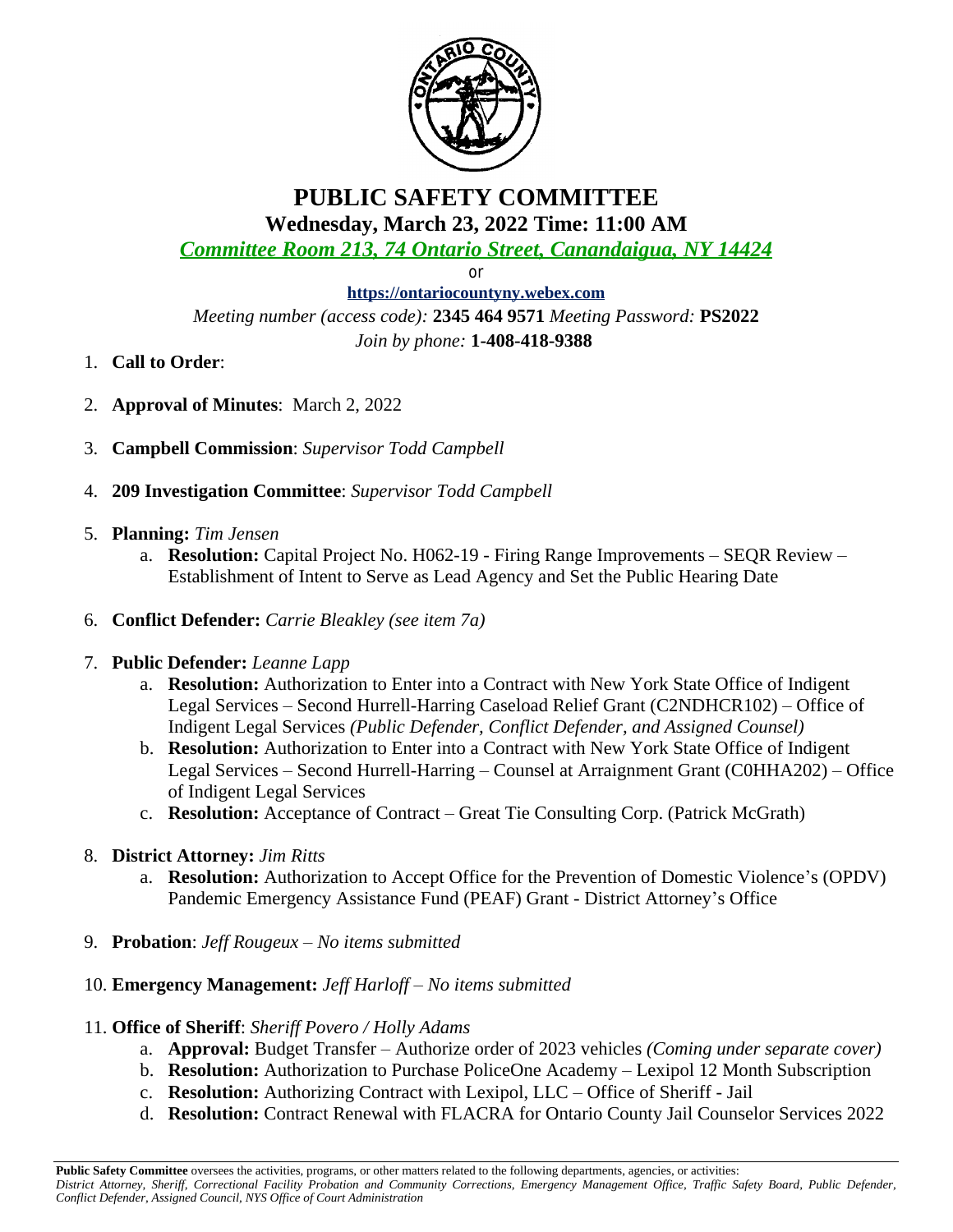# PUBLIC SAFETY COMMITTEE

## Wednesday, March 23, 2022 Time: 11:00 AM

*Committee Room 213, 74 Ontario Street, Canandaigua, NY 14424*

or

**https://ontariocountyny.webex.com**

*Meeting number (access code):* **2345 464 9571** *Meeting Password:* **PS2022**

*Join by phone:* **1-408-418-9388**

1. **Call to Order**:
2. **Approval of Minutes**: March 2, 2022
3. **Campbell Commission**: *Supervisor Todd Campbell*
4. **209 Investigation Committee**: *Supervisor Todd Campbell*
5. **Planning:** *Tim Jensen*
   a. **Resolution:** Capital Project No. H062-19 - Firing Range Improvements – SEQR Review – Establishment of Intent to Serve as Lead Agency and Set the Public Hearing Date
6. **Conflict Defender:** *Carrie Bleakley (see item 7a)*
7. **Public Defender:** *Leanne Lapp*
   a. **Resolution:** Authorization to Enter into a Contract with New York State Office of Indigent Legal Services – Second Hurrell-Harring Caseload Relief Grant (C2NDHCR102) – Office of Indigent Legal Services *(Public Defender, Conflict Defender, and Assigned Counsel)*
   b. **Resolution:** Authorization to Enter into a Contract with New York State Office of Indigent Legal Services – Second Hurrell-Harring – Counsel at Arraignment Grant (C0HHA202) – Office of Indigent Legal Services
   c. **Resolution:** Acceptance of Contract – Great Tie Consulting Corp. (Patrick McGrath)
8. **District Attorney:** *Jim Ritts*
   a. **Resolution:** Authorization to Accept Office for the Prevention of Domestic Violence's (OPDV) Pandemic Emergency Assistance Fund (PEAF) Grant - District Attorney's Office
9. **Probation**: *Jeff Rougeux – No items submitted*
10. **Emergency Management:** *Jeff Harloff – No items submitted*
11. **Office of Sheriff**: *Sheriff Povero / Holly Adams*
    a. **Approval:** Budget Transfer – Authorize order of 2023 vehicles *(Coming under separate cover)*
    b. **Resolution:** Authorization to Purchase PoliceOne Academy – Lexipol 12 Month Subscription
    c. **Resolution:** Authorizing Contract with Lexipol, LLC – Office of Sheriff - Jail
    d. **Resolution:** Contract Renewal with FLACRA for Ontario County Jail Counselor Services 2022

**Public Safety Committee** oversees the activities, programs, or other matters related to the following departments, agencies, or activities: *District Attorney, Sheriff, Correctional Facility Probation and Community Corrections, Emergency Management Office, Traffic Safety Board, Public Defender, Conflict Defender, Assigned Council, NYS Office of Court Administration*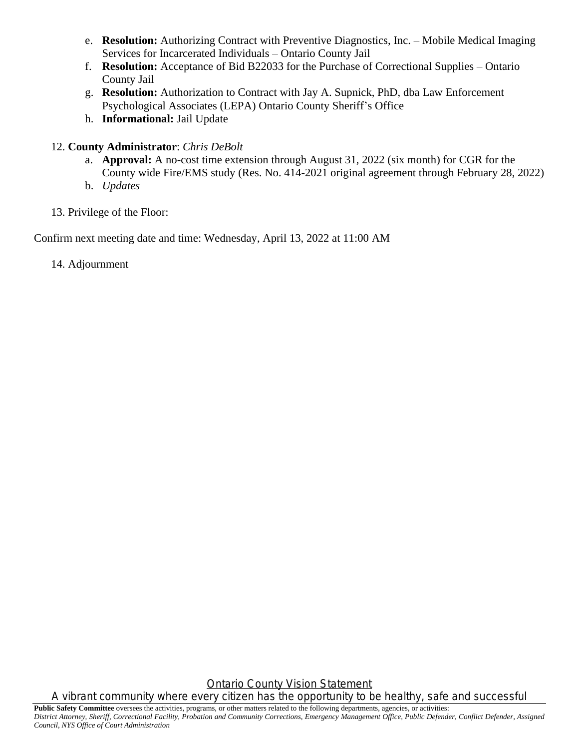e. **Resolution:** Authorizing Contract with Preventive Diagnostics, Inc. – Mobile Medical Imaging Services for Incarcerated Individuals – Ontario County Jail
f. **Resolution:** Acceptance of Bid B22033 for the Purchase of Correctional Supplies – Ontario County Jail
g. **Resolution:** Authorization to Contract with Jay A. Supnick, PhD, dba Law Enforcement Psychological Associates (LEPA) Ontario County Sheriff's Office
h. **Informational:** Jail Update

12. **County Administrator**: *Chris DeBolt*
    a. **Approval:** A no-cost time extension through August 31, 2022 (six month) for CGR for the County wide Fire/EMS study (Res. No. 414-2021 original agreement through February 28, 2022)
    b. *Updates*

13. Privilege of the Floor:

Confirm next meeting date and time: Wednesday, April 13, 2022 at 11:00 AM

14. Adjournment

Ontario County Vision Statement

A vibrant community where every citizen has the opportunity to be healthy, safe and successful

**Public Safety Committee** oversees the activities, programs, or other matters related to the following departments, agencies, or activities: *District Attorney, Sheriff, Correctional Facility, Probation and Community Corrections, Emergency Management Office, Public Defender, Conflict Defender, Assigned Council, NYS Office of Court Administration*